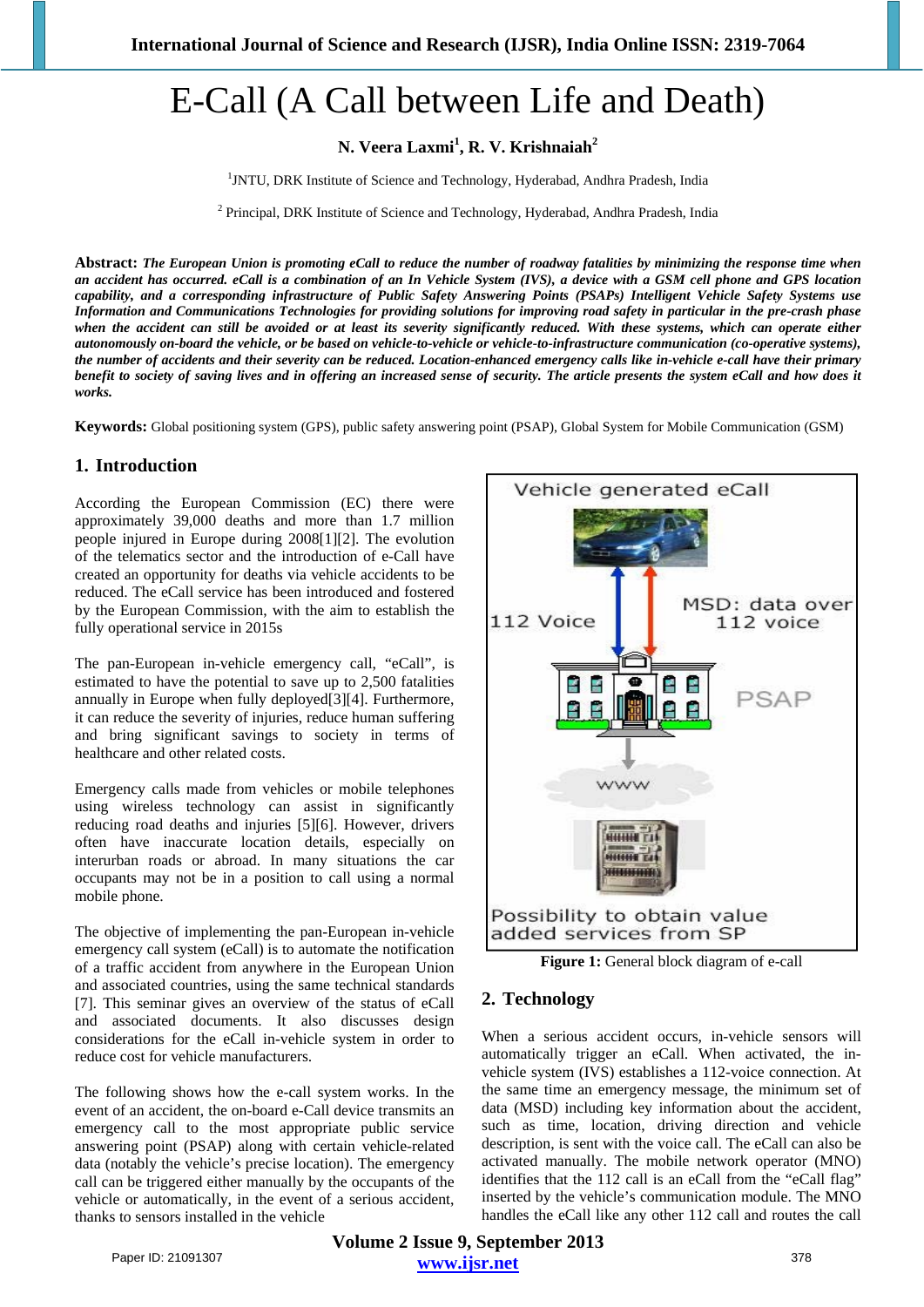# E-Call (A Call between Life and Death)

**N. Veera Laxmi[1], R. V. Krishnaiah[2]**

[1]JNTU, DRK Institute of Science and Technology, Hyderabad, Andhra Pradesh, India

[2] Principal, DRK Institute of Science and Technology, Hyderabad, Andhra Pradesh, India

**Abstract:** ***The European Union is promoting eCall to reduce the number of roadway fatalities by minimizing the response time when an accident has occurred. eCall is a combination of an In Vehicle System (IVS), a device with a GSM cell phone and GPS location capability, and a corresponding infrastructure of Public Safety Answering Points (PSAPs) Intelligent Vehicle Safety Systems use Information and Communications Technologies for providing solutions for improving road safety in particular in the pre-crash phase when the accident can still be avoided or at least its severity significantly reduced. With these systems, which can operate either autonomously on-board the vehicle, or be based on vehicle-to-vehicle or vehicle-to-infrastructure communication (co-operative systems), the number of accidents and their severity can be reduced. Location-enhanced emergency calls like in-vehicle e-call have their primary benefit to society of saving lives and in offering an increased sense of security. The article presents the system eCall and how does it works.***

**Keywords:** Global positioning system (GPS), public safety answering point (PSAP), Global System for Mobile Communication (GSM)

## 1. Introduction

According the European Commission (EC) there were approximately 39,000 deaths and more than 1.7 million people injured in Europe during 2008[1][2]. The evolution of the telematics sector and the introduction of e-Call have created an opportunity for deaths via vehicle accidents to be reduced. The eCall service has been introduced and fostered by the European Commission, with the aim to establish the fully operational service in 2015

The pan-European in-vehicle emergency call, "eCall", is estimated to have the potential to save up to 2,500 fatalities annually in Europe when fully deployed[3][4]. Furthermore, it can reduce the severity of injuries, reduce human suffering and bring significant savings to society in terms of healthcare and other related costs.

Emergency calls made from vehicles or mobile telephones using wireless technology can assist in significantly reducing road deaths and injuries [5][6]. However, drivers often have inaccurate location details, especially on interurban roads or abroad. In many situations the car occupants may not be in a position to call using a normal mobile phone.

The objective of implementing the pan-European in-vehicle emergency call system (eCall) is to automate the notification of a traffic accident from anywhere in the European Union and associated countries, using the same technical standards [7]. This seminar gives an overview of the status of eCall and associated documents. It also discusses design considerations for the eCall in-vehicle system in order to reduce cost for vehicle manufacturers.

The following shows how the e-call system works. In the event of an accident, the on-board e-Call device transmits an emergency call to the most appropriate public service answering point (PSAP) along with certain vehicle-related data (notably the vehicle's precise location). The emergency call can be triggered either manually by the occupants of the vehicle or automatically, in the event of a serious accident, thanks to sensors installed in the vehicle

**Figure 1:** General block diagram of e-call

## 2. Technology

When a serious accident occurs, in-vehicle sensors will automatically trigger an eCall. When activated, the in-vehicle system (IVS) establishes a 112-voice connection. At the same time an emergency message, the minimum set of data (MSD) including key information about the accident, such as time, location, driving direction and vehicle description, is sent with the voice call. The eCall can also be activated manually. The mobile network operator (MNO) identifies that the 112 call is an eCall from the "eCall flag" inserted by the vehicle's communication module. The MNO handles the eCall like any other 112 call and routes the call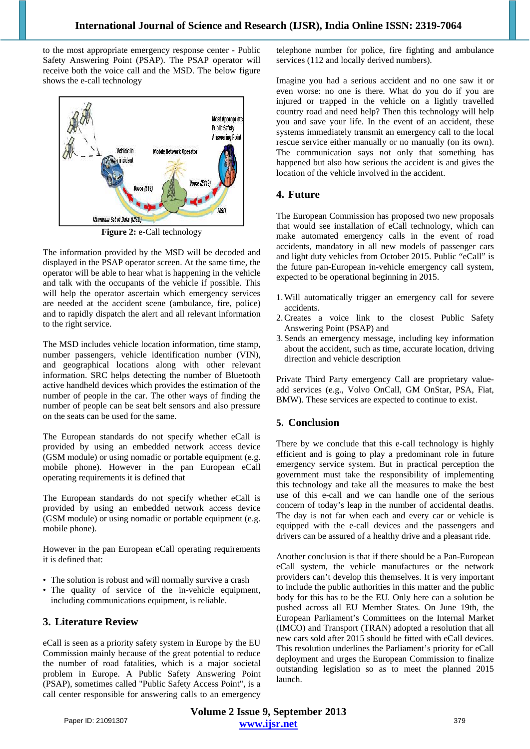to the most appropriate emergency response center - Public Safety Answering Point (PSAP). The PSAP operator will receive both the voice call and the MSD. The below figure shows the e-call technology

**Figure 2:** e-Call technology

The information provided by the MSD will be decoded and displayed in the PSAP operator screen. At the same time, the operator will be able to hear what is happening in the vehicle and talk with the occupants of the vehicle if possible. This will help the operator ascertain which emergency services are needed at the accident scene (ambulance, fire, police) and to rapidly dispatch the alert and all relevant information to the right service.

The MSD includes vehicle location information, time stamp, number passengers, vehicle identification number (VIN), and geographical locations along with other relevant information. SRC helps detecting the number of Bluetooth active handheld devices which provides the estimation of the number of people in the car. The other ways of finding the number of people can be seat belt sensors and also pressure on the seats can be used for the same.

The European standards do not specify whether eCall is provided by using an embedded network access device (GSM module) or using nomadic or portable equipment (e.g. mobile phone). However in the pan European eCall operating requirements it is defined that

The European standards do not specify whether eCall is provided by using an embedded network access device (GSM module) or using nomadic or portable equipment (e.g. mobile phone).

However in the pan European eCall operating requirements it is defined that:

- The solution is robust and will normally survive a crash
- The quality of service of the in-vehicle equipment, including communications equipment, is reliable.

## 3. Literature Review

eCall is seen as a priority safety system in Europe by the EU Commission mainly because of the great potential to reduce the number of road fatalities, which is a major societal problem in Europe. A Public Safety Answering Point (PSAP), sometimes called "Public Safety Access Point", is a call center responsible for answering calls to an emergency telephone number for police, fire fighting and ambulance services (112 and locally derived numbers).

Imagine you had a serious accident and no one saw it or even worse: no one is there. What do you do if you are injured or trapped in the vehicle on a lightly travelled country road and need help? Then this technology will help you and save your life. In the event of an accident, these systems immediately transmit an emergency call to the local rescue service either manually or no manually (on its own). The communication says not only that something has happened but also how serious the accident is and gives the location of the vehicle involved in the accident.

## 4. Future

The European Commission has proposed two new proposals that would see installation of eCall technology, which can make automated emergency calls in the event of road accidents, mandatory in all new models of passenger cars and light duty vehicles from October 2015. Public "eCall" is the future pan-European in-vehicle emergency call system, expected to be operational beginning in 2015.

1. Will automatically trigger an emergency call for severe accidents.
2. Creates a voice link to the closest Public Safety Answering Point (PSAP) and
3. Sends an emergency message, including key information about the accident, such as time, accurate location, driving direction and vehicle description

Private Third Party emergency Call are proprietary value-add services (e.g., Volvo OnCall, GM OnStar, PSA, Fiat, BMW). These services are expected to continue to exist.

## 5. Conclusion

There by we conclude that this e-call technology is highly efficient and is going to play a predominant role in future emergency service system. But in practical perception the government must take the responsibility of implementing this technology and take all the measures to make the best use of this e-call and we can handle one of the serious concern of today's leap in the number of accidental deaths. The day is not far when each and every car or vehicle is equipped with the e-call devices and the passengers and drivers can be assured of a healthy drive and a pleasant ride.

Another conclusion is that if there should be a Pan-European eCall system, the vehicle manufactures or the network providers can't develop this themselves. It is very important to include the public authorities in this matter and the public body for this has to be the EU. Only here can a solution be pushed across all EU Member States. On June 19th, the European Parliament's Committees on the Internal Market (IMCO) and Transport (TRAN) adopted a resolution that all new cars sold after 2015 should be fitted with eCall devices. This resolution underlines the Parliament's priority for eCall deployment and urges the European Commission to finalize outstanding legislation so as to meet the planned 2015 launch.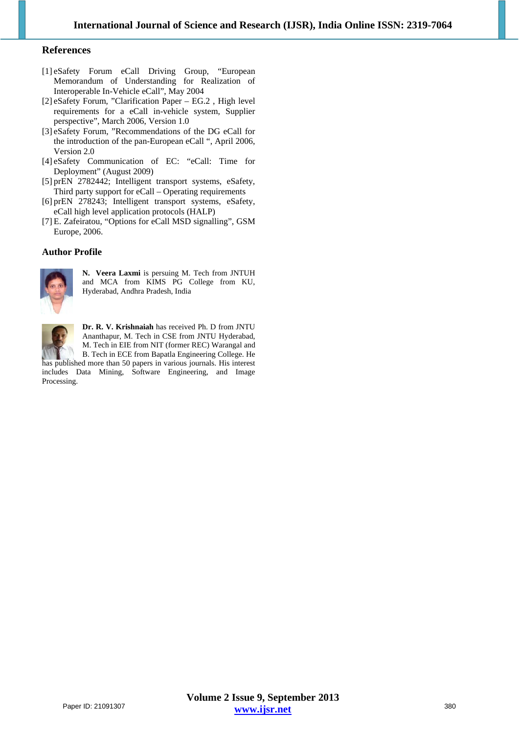## References

[1] eSafety Forum eCall Driving Group, "European Memorandum of Understanding for Realization of Interoperable In-Vehicle eCall", May 2004

[2] eSafety Forum, "Clarification Paper – EG.2 , High level requirements for a eCall in-vehicle system, Supplier perspective", March 2006, Version 1.0

[3] eSafety Forum, "Recommendations of the DG eCall for the introduction of the pan-European eCall ", April 2006, Version 2.0

[4] eSafety Communication of EC: "eCall: Time for Deployment" (August 2009)

[5] prEN 2782442; Intelligent transport systems, eSafety, Third party support for eCall – Operating requirements

[6] prEN 278243; Intelligent transport systems, eSafety, eCall high level application protocols (HALP)

[7] E. Zafeiratou, "Options for eCall MSD signalling", GSM Europe, 2006.

## Author Profile

**N. Veera Laxmi** is persuing M. Tech from JNTUH and MCA from KIMS PG College from KU, Hyderabad, Andhra Pradesh, India

**Dr. R. V. Krishnaiah** has received Ph. D from JNTU Ananthapur, M. Tech in CSE from JNTU Hyderabad, M. Tech in EIE from NIT (former REC) Warangal and B. Tech in ECE from Bapatla Engineering College. He has published more than 50 papers in various journals. His interest includes Data Mining, Software Engineering, and Image Processing.